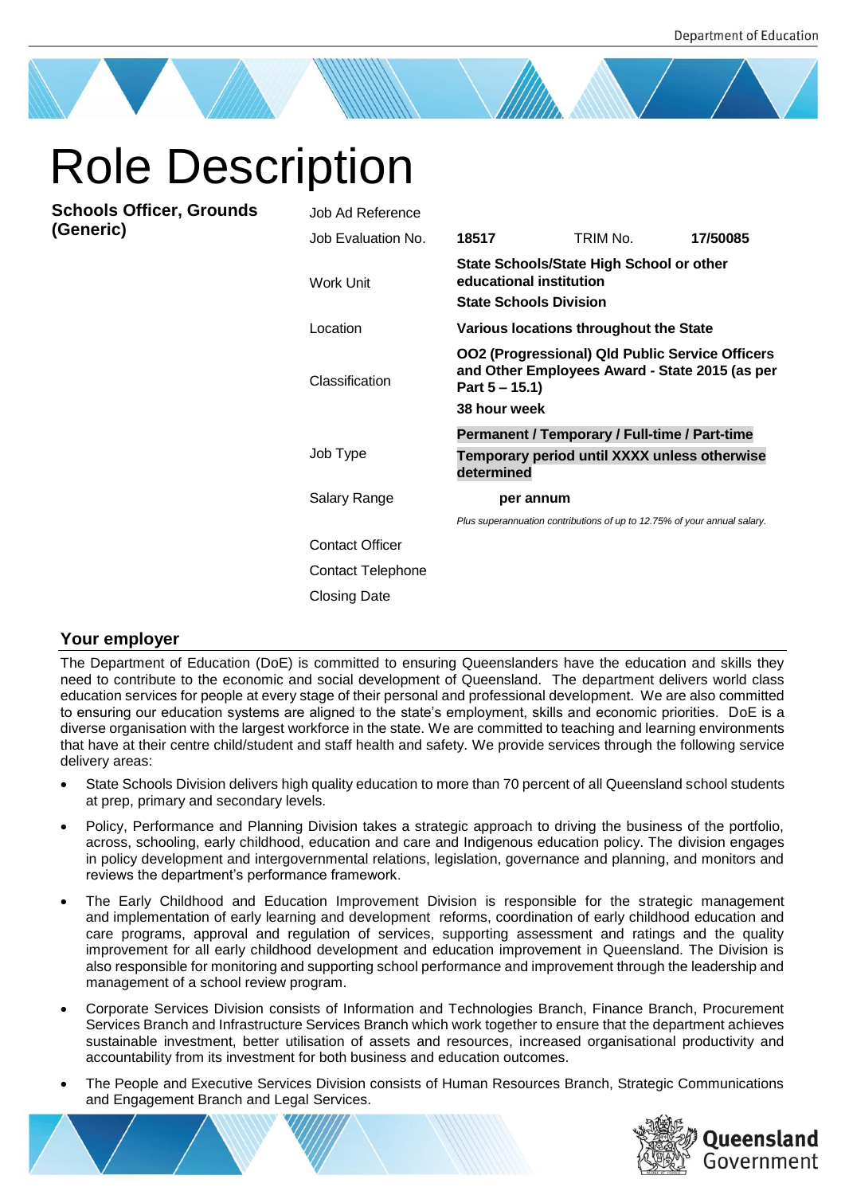# Role Description

**Schools Officer, Grounds (Generic)**

| | | | |
|---|---|---|---|
| Job Ad Reference | | | |
| Job Evaluation No. | **18517** | TRIM No. | **17/50085** |
| Work Unit | **State Schools/State High School or other educational institution**<br>**State Schools Division** | | |
| Location | **Various locations throughout the State** | | |
| Classification | **OO2 (Progressional) Qld Public Service Officers and Other Employees Award - State 2015 (as per Part 5 – 15.1)**<br>**38 hour week** | | |
| Job Type | **Permanent / Temporary / Full-time / Part-time**<br>**Temporary period until XXXX unless otherwise determined** | | |
| Salary Range | **per annum**<br>*Plus superannuation contributions of up to 12.75% of your annual salary.* | | |
| Contact Officer | | | |
| Contact Telephone | | | |
| Closing Date | | | |

## Your employer

The Department of Education (DoE) is committed to ensuring Queenslanders have the education and skills they need to contribute to the economic and social development of Queensland. The department delivers world class education services for people at every stage of their personal and professional development. We are also committed to ensuring our education systems are aligned to the state's employment, skills and economic priorities. DoE is a diverse organisation with the largest workforce in the state. We are committed to teaching and learning environments that have at their centre child/student and staff health and safety. We provide services through the following service delivery areas:

- State Schools Division delivers high quality education to more than 70 percent of all Queensland school students at prep, primary and secondary levels.
- Policy, Performance and Planning Division takes a strategic approach to driving the business of the portfolio, across, schooling, early childhood, education and care and Indigenous education policy. The division engages in policy development and intergovernmental relations, legislation, governance and planning, and monitors and reviews the department's performance framework.
- The Early Childhood and Education Improvement Division is responsible for the strategic management and implementation of early learning and development reforms, coordination of early childhood education and care programs, approval and regulation of services, supporting assessment and ratings and the quality improvement for all early childhood development and education improvement in Queensland. The Division is also responsible for monitoring and supporting school performance and improvement through the leadership and management of a school review program.
- Corporate Services Division consists of Information and Technologies Branch, Finance Branch, Procurement Services Branch and Infrastructure Services Branch which work together to ensure that the department achieves sustainable investment, better utilisation of assets and resources, increased organisational productivity and accountability from its investment for both business and education outcomes.
- The People and Executive Services Division consists of Human Resources Branch, Strategic Communications and Engagement Branch and Legal Services.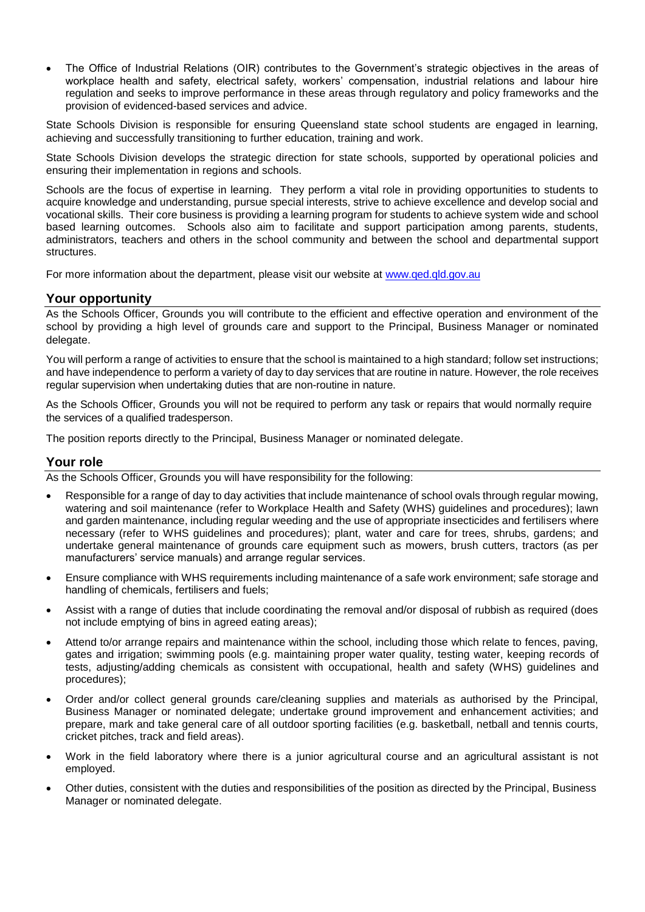- The Office of Industrial Relations (OIR) contributes to the Government's strategic objectives in the areas of workplace health and safety, electrical safety, workers' compensation, industrial relations and labour hire regulation and seeks to improve performance in these areas through regulatory and policy frameworks and the provision of evidenced-based services and advice.

State Schools Division is responsible for ensuring Queensland state school students are engaged in learning, achieving and successfully transitioning to further education, training and work.

State Schools Division develops the strategic direction for state schools, supported by operational policies and ensuring their implementation in regions and schools.

Schools are the focus of expertise in learning. They perform a vital role in providing opportunities to students to acquire knowledge and understanding, pursue special interests, strive to achieve excellence and develop social and vocational skills. Their core business is providing a learning program for students to achieve system wide and school based learning outcomes. Schools also aim to facilitate and support participation among parents, students, administrators, teachers and others in the school community and between the school and departmental support structures.

For more information about the department, please visit our website at [www.qed.qld.gov.au](www.qed.qld.gov.au)

## Your opportunity

As the Schools Officer, Grounds you will contribute to the efficient and effective operation and environment of the school by providing a high level of grounds care and support to the Principal, Business Manager or nominated delegate.

You will perform a range of activities to ensure that the school is maintained to a high standard; follow set instructions; and have independence to perform a variety of day to day services that are routine in nature. However, the role receives regular supervision when undertaking duties that are non-routine in nature.

As the Schools Officer, Grounds you will not be required to perform any task or repairs that would normally require the services of a qualified tradesperson.

The position reports directly to the Principal, Business Manager or nominated delegate.

## Your role

As the Schools Officer, Grounds you will have responsibility for the following:

- Responsible for a range of day to day activities that include maintenance of school ovals through regular mowing, watering and soil maintenance (refer to Workplace Health and Safety (WHS) guidelines and procedures); lawn and garden maintenance, including regular weeding and the use of appropriate insecticides and fertilisers where necessary (refer to WHS guidelines and procedures); plant, water and care for trees, shrubs, gardens; and undertake general maintenance of grounds care equipment such as mowers, brush cutters, tractors (as per manufacturers' service manuals) and arrange regular services.
- Ensure compliance with WHS requirements including maintenance of a safe work environment; safe storage and handling of chemicals, fertilisers and fuels;
- Assist with a range of duties that include coordinating the removal and/or disposal of rubbish as required (does not include emptying of bins in agreed eating areas);
- Attend to/or arrange repairs and maintenance within the school, including those which relate to fences, paving, gates and irrigation; swimming pools (e.g. maintaining proper water quality, testing water, keeping records of tests, adjusting/adding chemicals as consistent with occupational, health and safety (WHS) guidelines and procedures);
- Order and/or collect general grounds care/cleaning supplies and materials as authorised by the Principal, Business Manager or nominated delegate; undertake ground improvement and enhancement activities; and prepare, mark and take general care of all outdoor sporting facilities (e.g. basketball, netball and tennis courts, cricket pitches, track and field areas).
- Work in the field laboratory where there is a junior agricultural course and an agricultural assistant is not employed.
- Other duties, consistent with the duties and responsibilities of the position as directed by the Principal, Business Manager or nominated delegate.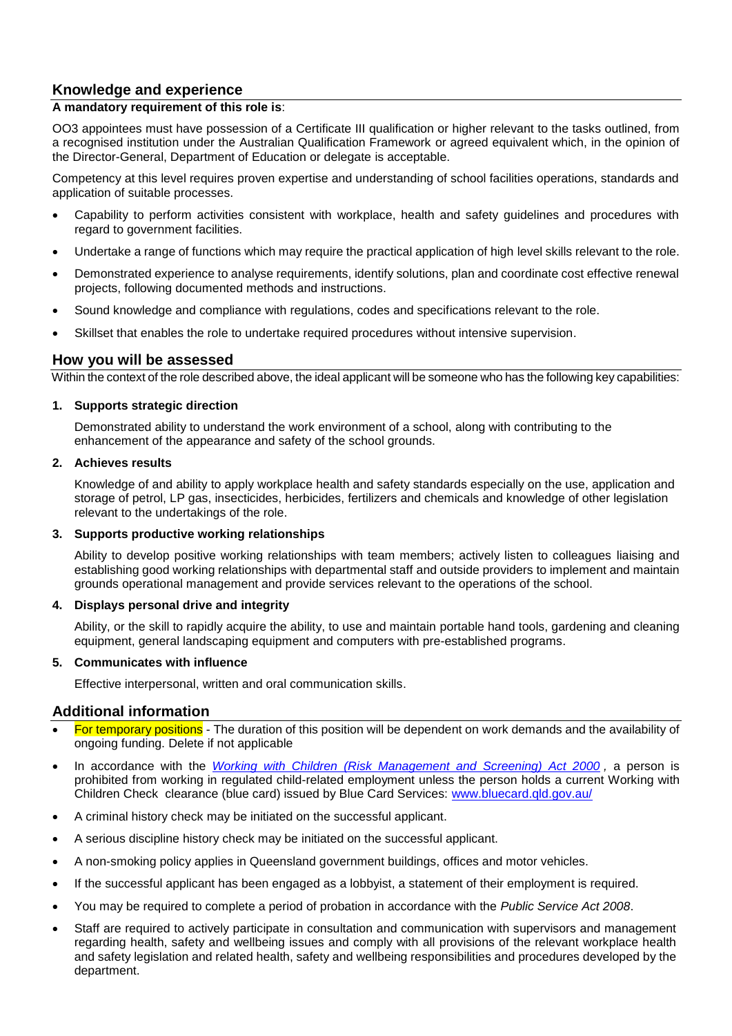## Knowledge and experience

**A mandatory requirement of this role is**:

OO3 appointees must have possession of a Certificate III qualification or higher relevant to the tasks outlined, from a recognised institution under the Australian Qualification Framework or agreed equivalent which, in the opinion of the Director-General, Department of Education or delegate is acceptable.

Competency at this level requires proven expertise and understanding of school facilities operations, standards and application of suitable processes.

- Capability to perform activities consistent with workplace, health and safety guidelines and procedures with regard to government facilities.
- Undertake a range of functions which may require the practical application of high level skills relevant to the role.
- Demonstrated experience to analyse requirements, identify solutions, plan and coordinate cost effective renewal projects, following documented methods and instructions.
- Sound knowledge and compliance with regulations, codes and specifications relevant to the role.
- Skillset that enables the role to undertake required procedures without intensive supervision.

## How you will be assessed

Within the context of the role described above, the ideal applicant will be someone who has the following key capabilities:

1. **Supports strategic direction**

   Demonstrated ability to understand the work environment of a school, along with contributing to the enhancement of the appearance and safety of the school grounds.

2. **Achieves results**

   Knowledge of and ability to apply workplace health and safety standards especially on the use, application and storage of petrol, LP gas, insecticides, herbicides, fertilizers and chemicals and knowledge of other legislation relevant to the undertakings of the role.

3. **Supports productive working relationships**

   Ability to develop positive working relationships with team members; actively listen to colleagues liaising and establishing good working relationships with departmental staff and outside providers to implement and maintain grounds operational management and provide services relevant to the operations of the school.

4. **Displays personal drive and integrity**

   Ability, or the skill to rapidly acquire the ability, to use and maintain portable hand tools, gardening and cleaning equipment, general landscaping equipment and computers with pre-established programs.

5. **Communicates with influence**

   Effective interpersonal, written and oral communication skills.

## Additional information

- For temporary positions - The duration of this position will be dependent on work demands and the availability of ongoing funding. Delete if not applicable
- In accordance with the *Working with Children (Risk Management and Screening) Act 2000*, a person is prohibited from working in regulated child-related employment unless the person holds a current Working with Children Check clearance (blue card) issued by Blue Card Services: www.bluecard.qld.gov.au/
- A criminal history check may be initiated on the successful applicant.
- A serious discipline history check may be initiated on the successful applicant.
- A non-smoking policy applies in Queensland government buildings, offices and motor vehicles.
- If the successful applicant has been engaged as a lobbyist, a statement of their employment is required.
- You may be required to complete a period of probation in accordance with the *Public Service Act 2008*.
- Staff are required to actively participate in consultation and communication with supervisors and management regarding health, safety and wellbeing issues and comply with all provisions of the relevant workplace health and safety legislation and related health, safety and wellbeing responsibilities and procedures developed by the department.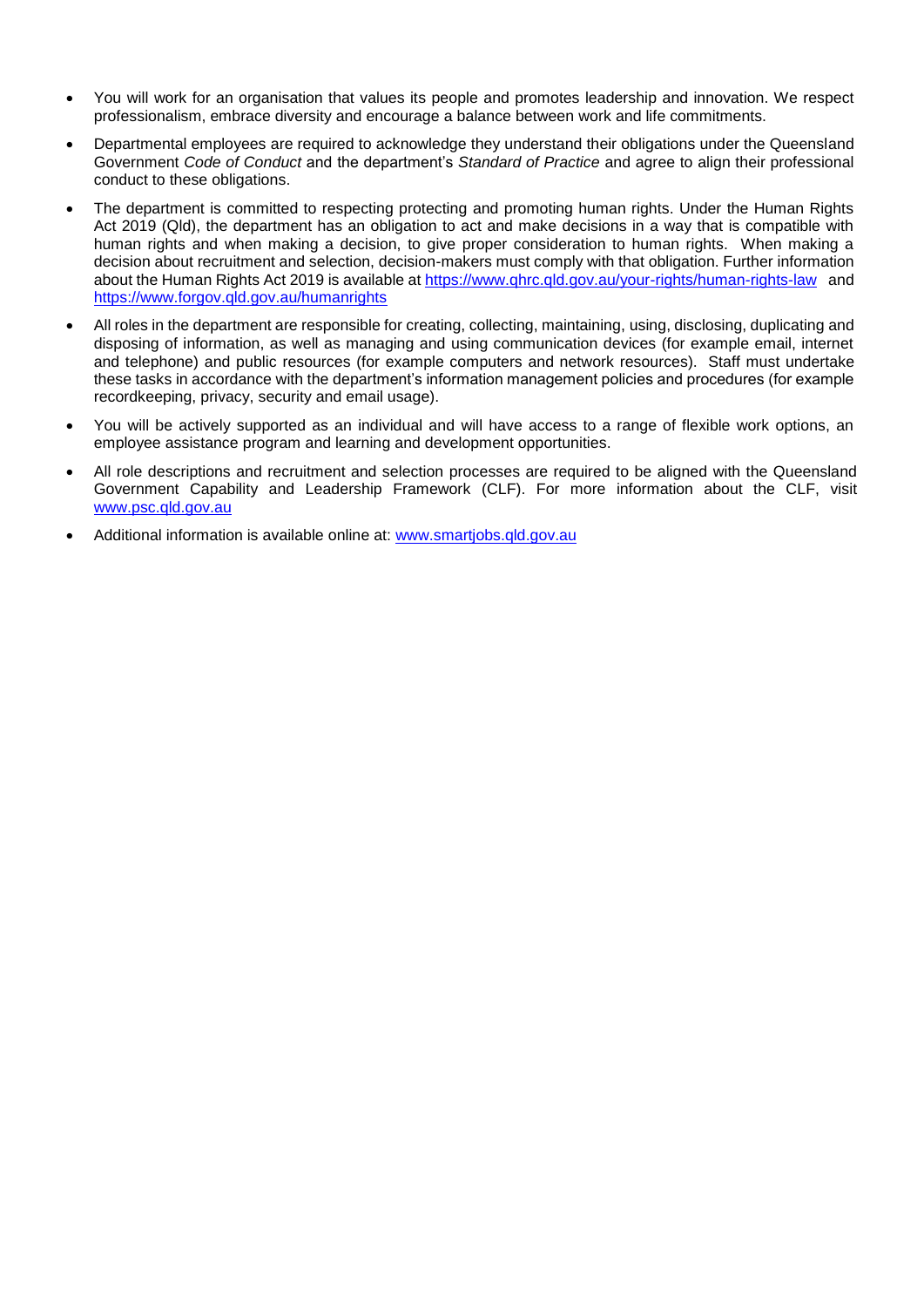- You will work for an organisation that values its people and promotes leadership and innovation. We respect professionalism, embrace diversity and encourage a balance between work and life commitments.
- Departmental employees are required to acknowledge they understand their obligations under the Queensland Government *Code of Conduct* and the department's *Standard of Practice* and agree to align their professional conduct to these obligations.
- The department is committed to respecting protecting and promoting human rights. Under the Human Rights Act 2019 (Qld), the department has an obligation to act and make decisions in a way that is compatible with human rights and when making a decision, to give proper consideration to human rights. When making a decision about recruitment and selection, decision-makers must comply with that obligation. Further information about the Human Rights Act 2019 is available at [https://www.qhrc.qld.gov.au/your-rights/human-rights-law](https://www.qhrc.qld.gov.au/your-rights/human-rights-law) and [https://www.forgov.qld.gov.au/humanrights](https://www.forgov.qld.gov.au/humanrights)
- All roles in the department are responsible for creating, collecting, maintaining, using, disclosing, duplicating and disposing of information, as well as managing and using communication devices (for example email, internet and telephone) and public resources (for example computers and network resources). Staff must undertake these tasks in accordance with the department's information management policies and procedures (for example recordkeeping, privacy, security and email usage).
- You will be actively supported as an individual and will have access to a range of flexible work options, an employee assistance program and learning and development opportunities.
- All role descriptions and recruitment and selection processes are required to be aligned with the Queensland Government Capability and Leadership Framework (CLF). For more information about the CLF, visit [www.psc.qld.gov.au](www.psc.qld.gov.au)
- Additional information is available online at: [www.smartjobs.qld.gov.au](www.smartjobs.qld.gov.au)